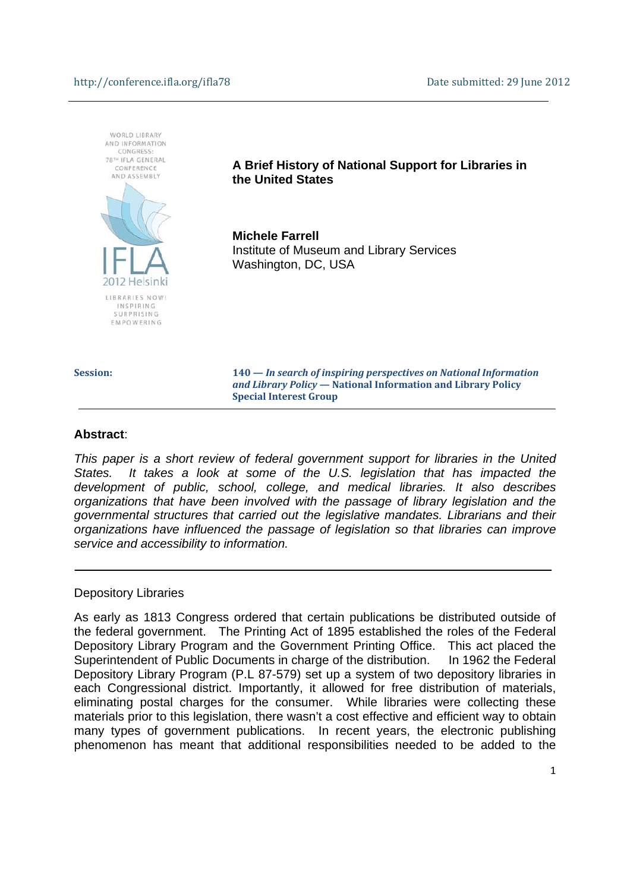http://conference.ifla.org/ifla78 Date submitted: 29 June 2012

WORLD LIBRARY AND INFORMATION CONGRESS: 78TH IFLA GENERAL CONFERENCE AND ASSEMBLY

IFLA 2012 Helsinki

LIBRARIES NOW! INSPIRING SURPRISING EMPOWERING

# A Brief History of National Support for Libraries in the United States

**Michele Farrell**
Institute of Museum and Library Services
Washington, DC, USA

**Session:** **140 — *In search of inspiring perspectives on National Information and Library Policy* — National Information and Library Policy Special Interest Group**

---

**Abstract**:

*This paper is a short review of federal government support for libraries in the United States. It takes a look at some of the U.S. legislation that has impacted the development of public, school, college, and medical libraries. It also describes organizations that have been involved with the passage of library legislation and the governmental structures that carried out the legislative mandates. Librarians and their organizations have influenced the passage of legislation so that libraries can improve service and accessibility to information.*

---

## Depository Libraries

As early as 1813 Congress ordered that certain publications be distributed outside of the federal government. The Printing Act of 1895 established the roles of the Federal Depository Library Program and the Government Printing Office. This act placed the Superintendent of Public Documents in charge of the distribution. In 1962 the Federal Depository Library Program (P.L 87-579) set up a system of two depository libraries in each Congressional district. Importantly, it allowed for free distribution of materials, eliminating postal charges for the consumer. While libraries were collecting these materials prior to this legislation, there wasn't a cost effective and efficient way to obtain many types of government publications. In recent years, the electronic publishing phenomenon has meant that additional responsibilities needed to be added to the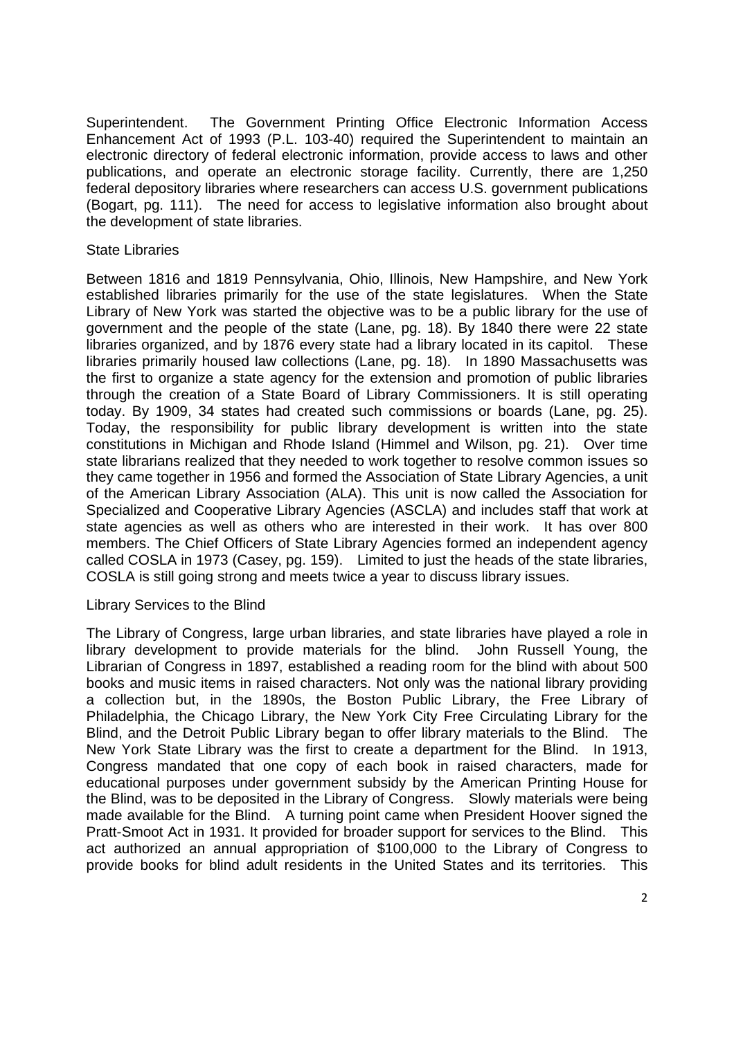Superintendent. The Government Printing Office Electronic Information Access Enhancement Act of 1993 (P.L. 103-40) required the Superintendent to maintain an electronic directory of federal electronic information, provide access to laws and other publications, and operate an electronic storage facility. Currently, there are 1,250 federal depository libraries where researchers can access U.S. government publications (Bogart, pg. 111). The need for access to legislative information also brought about the development of state libraries.

## State Libraries

Between 1816 and 1819 Pennsylvania, Ohio, Illinois, New Hampshire, and New York established libraries primarily for the use of the state legislatures. When the State Library of New York was started the objective was to be a public library for the use of government and the people of the state (Lane, pg. 18). By 1840 there were 22 state libraries organized, and by 1876 every state had a library located in its capitol. These libraries primarily housed law collections (Lane, pg. 18). In 1890 Massachusetts was the first to organize a state agency for the extension and promotion of public libraries through the creation of a State Board of Library Commissioners. It is still operating today. By 1909, 34 states had created such commissions or boards (Lane, pg. 25). Today, the responsibility for public library development is written into the state constitutions in Michigan and Rhode Island (Himmel and Wilson, pg. 21). Over time state librarians realized that they needed to work together to resolve common issues so they came together in 1956 and formed the Association of State Library Agencies, a unit of the American Library Association (ALA). This unit is now called the Association for Specialized and Cooperative Library Agencies (ASCLA) and includes staff that work at state agencies as well as others who are interested in their work. It has over 800 members. The Chief Officers of State Library Agencies formed an independent agency called COSLA in 1973 (Casey, pg. 159). Limited to just the heads of the state libraries, COSLA is still going strong and meets twice a year to discuss library issues.

## Library Services to the Blind

The Library of Congress, large urban libraries, and state libraries have played a role in library development to provide materials for the blind. John Russell Young, the Librarian of Congress in 1897, established a reading room for the blind with about 500 books and music items in raised characters. Not only was the national library providing a collection but, in the 1890s, the Boston Public Library, the Free Library of Philadelphia, the Chicago Library, the New York City Free Circulating Library for the Blind, and the Detroit Public Library began to offer library materials to the Blind. The New York State Library was the first to create a department for the Blind. In 1913, Congress mandated that one copy of each book in raised characters, made for educational purposes under government subsidy by the American Printing House for the Blind, was to be deposited in the Library of Congress. Slowly materials were being made available for the Blind. A turning point came when President Hoover signed the Pratt-Smoot Act in 1931. It provided for broader support for services to the Blind. This act authorized an annual appropriation of $100,000 to the Library of Congress to provide books for blind adult residents in the United States and its territories. This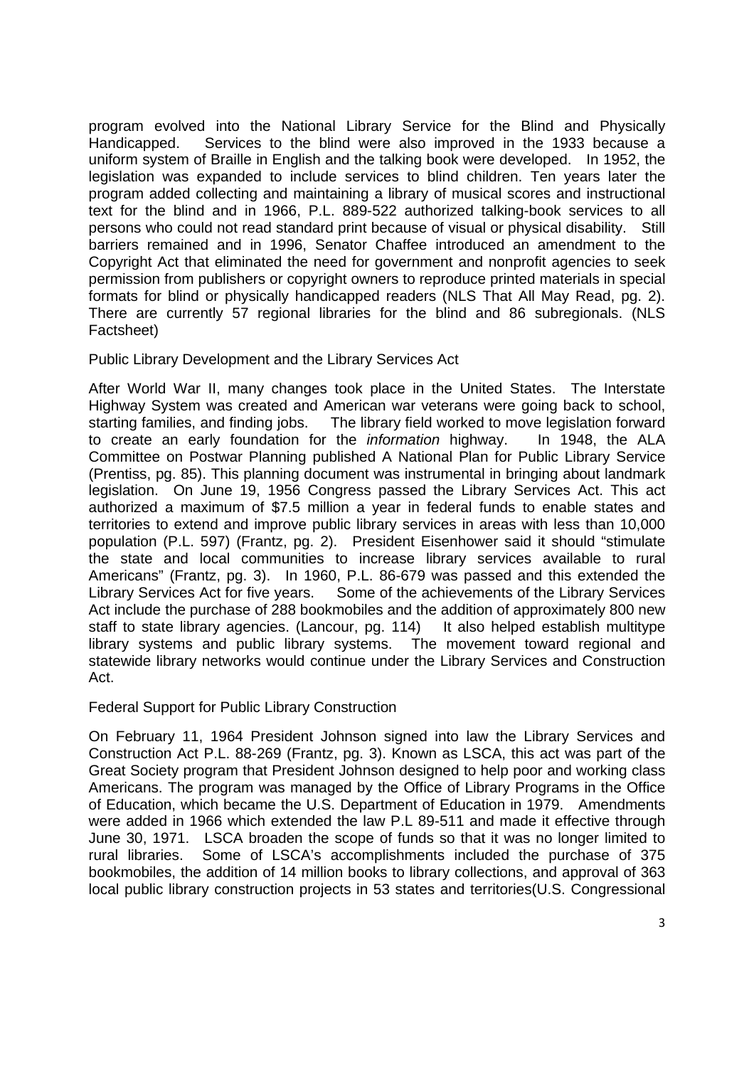program evolved into the National Library Service for the Blind and Physically Handicapped. Services to the blind were also improved in the 1933 because a uniform system of Braille in English and the talking book were developed. In 1952, the legislation was expanded to include services to blind children. Ten years later the program added collecting and maintaining a library of musical scores and instructional text for the blind and in 1966, P.L. 889-522 authorized talking-book services to all persons who could not read standard print because of visual or physical disability. Still barriers remained and in 1996, Senator Chaffee introduced an amendment to the Copyright Act that eliminated the need for government and nonprofit agencies to seek permission from publishers or copyright owners to reproduce printed materials in special formats for blind or physically handicapped readers (NLS That All May Read, pg. 2). There are currently 57 regional libraries for the blind and 86 subregionals. (NLS Factsheet)

## Public Library Development and the Library Services Act

After World War II, many changes took place in the United States. The Interstate Highway System was created and American war veterans were going back to school, starting families, and finding jobs. The library field worked to move legislation forward to create an early foundation for the *information* highway. In 1948, the ALA Committee on Postwar Planning published A National Plan for Public Library Service (Prentiss, pg. 85). This planning document was instrumental in bringing about landmark legislation. On June 19, 1956 Congress passed the Library Services Act. This act authorized a maximum of $7.5 million a year in federal funds to enable states and territories to extend and improve public library services in areas with less than 10,000 population (P.L. 597) (Frantz, pg. 2). President Eisenhower said it should "stimulate the state and local communities to increase library services available to rural Americans" (Frantz, pg. 3). In 1960, P.L. 86-679 was passed and this extended the Library Services Act for five years. Some of the achievements of the Library Services Act include the purchase of 288 bookmobiles and the addition of approximately 800 new staff to state library agencies. (Lancour, pg. 114) It also helped establish multitype library systems and public library systems. The movement toward regional and statewide library networks would continue under the Library Services and Construction Act.

## Federal Support for Public Library Construction

On February 11, 1964 President Johnson signed into law the Library Services and Construction Act P.L. 88-269 (Frantz, pg. 3). Known as LSCA, this act was part of the Great Society program that President Johnson designed to help poor and working class Americans. The program was managed by the Office of Library Programs in the Office of Education, which became the U.S. Department of Education in 1979. Amendments were added in 1966 which extended the law P.L 89-511 and made it effective through June 30, 1971. LSCA broaden the scope of funds so that it was no longer limited to rural libraries. Some of LSCA's accomplishments included the purchase of 375 bookmobiles, the addition of 14 million books to library collections, and approval of 363 local public library construction projects in 53 states and territories(U.S. Congressional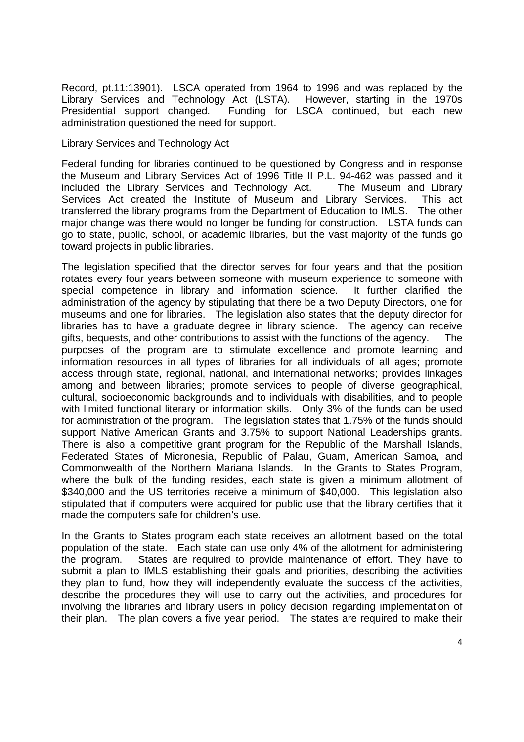Record, pt.11:13901). LSCA operated from 1964 to 1996 and was replaced by the Library Services and Technology Act (LSTA). However, starting in the 1970s Presidential support changed. Funding for LSCA continued, but each new administration questioned the need for support.

## Library Services and Technology Act

Federal funding for libraries continued to be questioned by Congress and in response the Museum and Library Services Act of 1996 Title II P.L. 94-462 was passed and it included the Library Services and Technology Act. The Museum and Library Services Act created the Institute of Museum and Library Services. This act transferred the library programs from the Department of Education to IMLS. The other major change was there would no longer be funding for construction. LSTA funds can go to state, public, school, or academic libraries, but the vast majority of the funds go toward projects in public libraries.

The legislation specified that the director serves for four years and that the position rotates every four years between someone with museum experience to someone with special competence in library and information science. It further clarified the administration of the agency by stipulating that there be a two Deputy Directors, one for museums and one for libraries. The legislation also states that the deputy director for libraries has to have a graduate degree in library science. The agency can receive gifts, bequests, and other contributions to assist with the functions of the agency. The purposes of the program are to stimulate excellence and promote learning and information resources in all types of libraries for all individuals of all ages; promote access through state, regional, national, and international networks; provides linkages among and between libraries; promote services to people of diverse geographical, cultural, socioeconomic backgrounds and to individuals with disabilities, and to people with limited functional literary or information skills. Only 3% of the funds can be used for administration of the program. The legislation states that 1.75% of the funds should support Native American Grants and 3.75% to support National Leaderships grants. There is also a competitive grant program for the Republic of the Marshall Islands, Federated States of Micronesia, Republic of Palau, Guam, American Samoa, and Commonwealth of the Northern Mariana Islands. In the Grants to States Program, where the bulk of the funding resides, each state is given a minimum allotment of $340,000 and the US territories receive a minimum of $40,000. This legislation also stipulated that if computers were acquired for public use that the library certifies that it made the computers safe for children's use.

In the Grants to States program each state receives an allotment based on the total population of the state. Each state can use only 4% of the allotment for administering the program. States are required to provide maintenance of effort. They have to submit a plan to IMLS establishing their goals and priorities, describing the activities they plan to fund, how they will independently evaluate the success of the activities, describe the procedures they will use to carry out the activities, and procedures for involving the libraries and library users in policy decision regarding implementation of their plan. The plan covers a five year period. The states are required to make their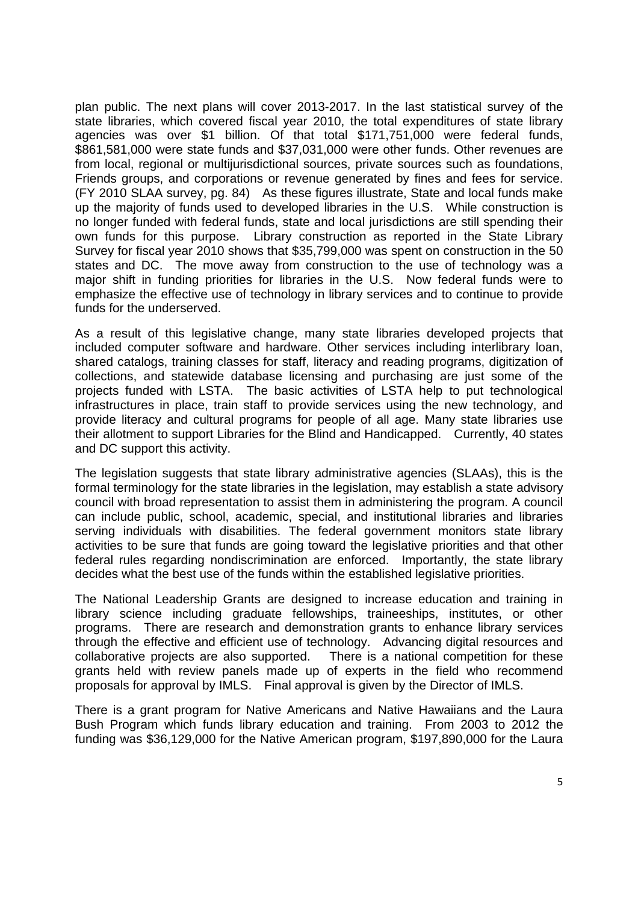plan public. The next plans will cover 2013-2017. In the last statistical survey of the state libraries, which covered fiscal year 2010, the total expenditures of state library agencies was over $1 billion. Of that total $171,751,000 were federal funds, $861,581,000 were state funds and $37,031,000 were other funds. Other revenues are from local, regional or multijurisdictional sources, private sources such as foundations, Friends groups, and corporations or revenue generated by fines and fees for service. (FY 2010 SLAA survey, pg. 84) As these figures illustrate, State and local funds make up the majority of funds used to developed libraries in the U.S. While construction is no longer funded with federal funds, state and local jurisdictions are still spending their own funds for this purpose. Library construction as reported in the State Library Survey for fiscal year 2010 shows that $35,799,000 was spent on construction in the 50 states and DC. The move away from construction to the use of technology was a major shift in funding priorities for libraries in the U.S. Now federal funds were to emphasize the effective use of technology in library services and to continue to provide funds for the underserved.

As a result of this legislative change, many state libraries developed projects that included computer software and hardware. Other services including interlibrary loan, shared catalogs, training classes for staff, literacy and reading programs, digitization of collections, and statewide database licensing and purchasing are just some of the projects funded with LSTA. The basic activities of LSTA help to put technological infrastructures in place, train staff to provide services using the new technology, and provide literacy and cultural programs for people of all age. Many state libraries use their allotment to support Libraries for the Blind and Handicapped. Currently, 40 states and DC support this activity.

The legislation suggests that state library administrative agencies (SLAAs), this is the formal terminology for the state libraries in the legislation, may establish a state advisory council with broad representation to assist them in administering the program. A council can include public, school, academic, special, and institutional libraries and libraries serving individuals with disabilities. The federal government monitors state library activities to be sure that funds are going toward the legislative priorities and that other federal rules regarding nondiscrimination are enforced. Importantly, the state library decides what the best use of the funds within the established legislative priorities.

The National Leadership Grants are designed to increase education and training in library science including graduate fellowships, traineeships, institutes, or other programs. There are research and demonstration grants to enhance library services through the effective and efficient use of technology. Advancing digital resources and collaborative projects are also supported. There is a national competition for these grants held with review panels made up of experts in the field who recommend proposals for approval by IMLS. Final approval is given by the Director of IMLS.

There is a grant program for Native Americans and Native Hawaiians and the Laura Bush Program which funds library education and training. From 2003 to 2012 the funding was $36,129,000 for the Native American program, $197,890,000 for the Laura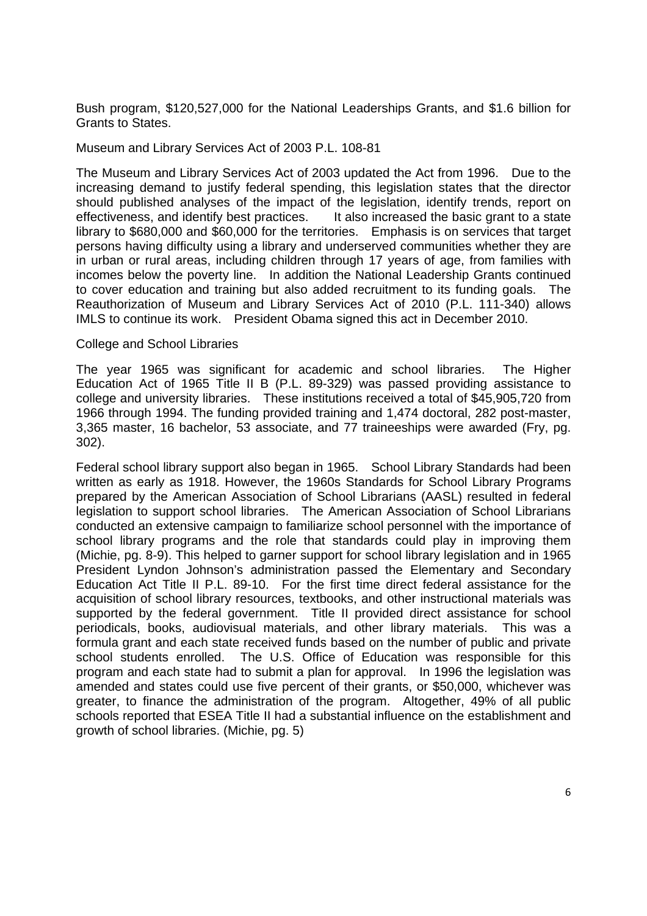Bush program, $120,527,000 for the National Leaderships Grants, and $1.6 billion for Grants to States.

Museum and Library Services Act of 2003 P.L. 108-81

The Museum and Library Services Act of 2003 updated the Act from 1996. Due to the increasing demand to justify federal spending, this legislation states that the director should published analyses of the impact of the legislation, identify trends, report on effectiveness, and identify best practices. It also increased the basic grant to a state library to $680,000 and $60,000 for the territories. Emphasis is on services that target persons having difficulty using a library and underserved communities whether they are in urban or rural areas, including children through 17 years of age, from families with incomes below the poverty line. In addition the National Leadership Grants continued to cover education and training but also added recruitment to its funding goals. The Reauthorization of Museum and Library Services Act of 2010 (P.L. 111-340) allows IMLS to continue its work. President Obama signed this act in December 2010.

College and School Libraries

The year 1965 was significant for academic and school libraries. The Higher Education Act of 1965 Title II B (P.L. 89-329) was passed providing assistance to college and university libraries. These institutions received a total of $45,905,720 from 1966 through 1994. The funding provided training and 1,474 doctoral, 282 post-master, 3,365 master, 16 bachelor, 53 associate, and 77 traineeships were awarded (Fry, pg. 302).

Federal school library support also began in 1965. School Library Standards had been written as early as 1918. However, the 1960s Standards for School Library Programs prepared by the American Association of School Librarians (AASL) resulted in federal legislation to support school libraries. The American Association of School Librarians conducted an extensive campaign to familiarize school personnel with the importance of school library programs and the role that standards could play in improving them (Michie, pg. 8-9). This helped to garner support for school library legislation and in 1965 President Lyndon Johnson's administration passed the Elementary and Secondary Education Act Title II P.L. 89-10. For the first time direct federal assistance for the acquisition of school library resources, textbooks, and other instructional materials was supported by the federal government. Title II provided direct assistance for school periodicals, books, audiovisual materials, and other library materials. This was a formula grant and each state received funds based on the number of public and private school students enrolled. The U.S. Office of Education was responsible for this program and each state had to submit a plan for approval. In 1996 the legislation was amended and states could use five percent of their grants, or $50,000, whichever was greater, to finance the administration of the program. Altogether, 49% of all public schools reported that ESEA Title II had a substantial influence on the establishment and growth of school libraries. (Michie, pg. 5)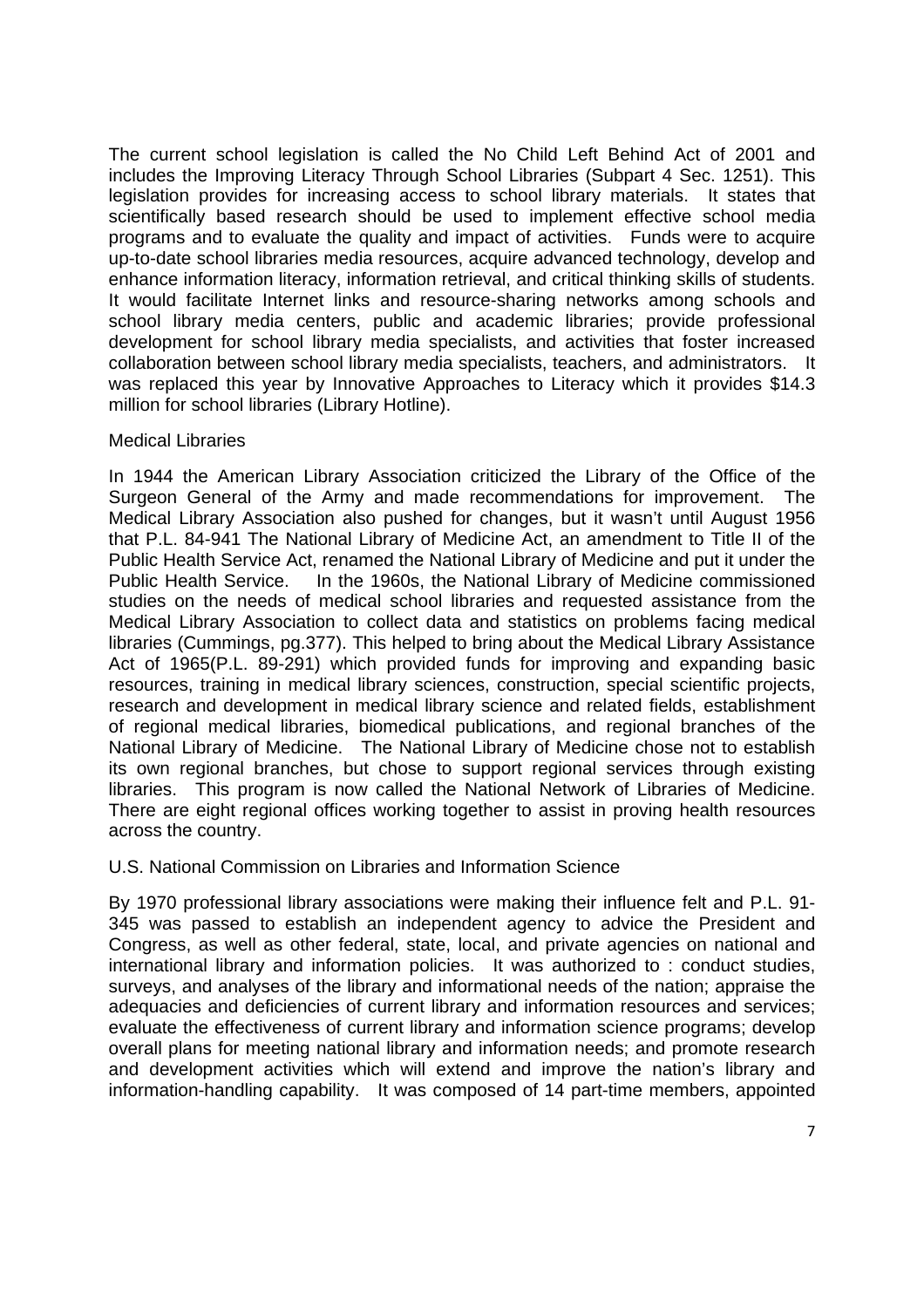The current school legislation is called the No Child Left Behind Act of 2001 and includes the Improving Literacy Through School Libraries (Subpart 4 Sec. 1251). This legislation provides for increasing access to school library materials. It states that scientifically based research should be used to implement effective school media programs and to evaluate the quality and impact of activities. Funds were to acquire up-to-date school libraries media resources, acquire advanced technology, develop and enhance information literacy, information retrieval, and critical thinking skills of students. It would facilitate Internet links and resource-sharing networks among schools and school library media centers, public and academic libraries; provide professional development for school library media specialists, and activities that foster increased collaboration between school library media specialists, teachers, and administrators. It was replaced this year by Innovative Approaches to Literacy which it provides $14.3 million for school libraries (Library Hotline).

## Medical Libraries

In 1944 the American Library Association criticized the Library of the Office of the Surgeon General of the Army and made recommendations for improvement. The Medical Library Association also pushed for changes, but it wasn't until August 1956 that P.L. 84-941 The National Library of Medicine Act, an amendment to Title II of the Public Health Service Act, renamed the National Library of Medicine and put it under the Public Health Service. In the 1960s, the National Library of Medicine commissioned studies on the needs of medical school libraries and requested assistance from the Medical Library Association to collect data and statistics on problems facing medical libraries (Cummings, pg.377). This helped to bring about the Medical Library Assistance Act of 1965(P.L. 89-291) which provided funds for improving and expanding basic resources, training in medical library sciences, construction, special scientific projects, research and development in medical library science and related fields, establishment of regional medical libraries, biomedical publications, and regional branches of the National Library of Medicine. The National Library of Medicine chose not to establish its own regional branches, but chose to support regional services through existing libraries. This program is now called the National Network of Libraries of Medicine. There are eight regional offices working together to assist in proving health resources across the country.

## U.S. National Commission on Libraries and Information Science

By 1970 professional library associations were making their influence felt and P.L. 91-345 was passed to establish an independent agency to advice the President and Congress, as well as other federal, state, local, and private agencies on national and international library and information policies. It was authorized to : conduct studies, surveys, and analyses of the library and informational needs of the nation; appraise the adequacies and deficiencies of current library and information resources and services; evaluate the effectiveness of current library and information science programs; develop overall plans for meeting national library and information needs; and promote research and development activities which will extend and improve the nation's library and information-handling capability. It was composed of 14 part-time members, appointed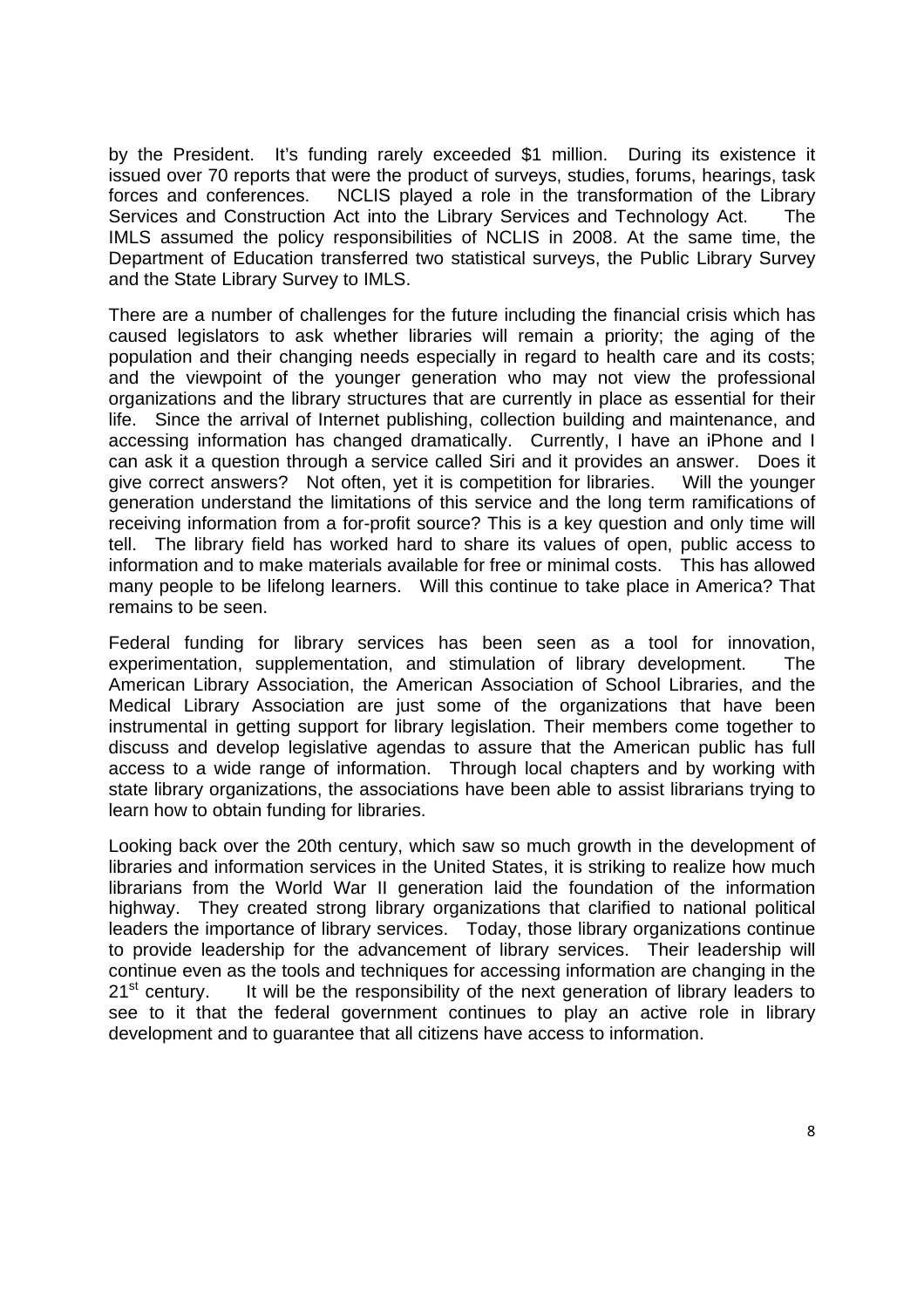by the President. It's funding rarely exceeded $1 million. During its existence it issued over 70 reports that were the product of surveys, studies, forums, hearings, task forces and conferences. NCLIS played a role in the transformation of the Library Services and Construction Act into the Library Services and Technology Act. The IMLS assumed the policy responsibilities of NCLIS in 2008. At the same time, the Department of Education transferred two statistical surveys, the Public Library Survey and the State Library Survey to IMLS.

There are a number of challenges for the future including the financial crisis which has caused legislators to ask whether libraries will remain a priority; the aging of the population and their changing needs especially in regard to health care and its costs; and the viewpoint of the younger generation who may not view the professional organizations and the library structures that are currently in place as essential for their life. Since the arrival of Internet publishing, collection building and maintenance, and accessing information has changed dramatically. Currently, I have an iPhone and I can ask it a question through a service called Siri and it provides an answer. Does it give correct answers? Not often, yet it is competition for libraries. Will the younger generation understand the limitations of this service and the long term ramifications of receiving information from a for-profit source? This is a key question and only time will tell. The library field has worked hard to share its values of open, public access to information and to make materials available for free or minimal costs. This has allowed many people to be lifelong learners. Will this continue to take place in America? That remains to be seen.

Federal funding for library services has been seen as a tool for innovation, experimentation, supplementation, and stimulation of library development. The American Library Association, the American Association of School Libraries, and the Medical Library Association are just some of the organizations that have been instrumental in getting support for library legislation. Their members come together to discuss and develop legislative agendas to assure that the American public has full access to a wide range of information. Through local chapters and by working with state library organizations, the associations have been able to assist librarians trying to learn how to obtain funding for libraries.

Looking back over the 20th century, which saw so much growth in the development of libraries and information services in the United States, it is striking to realize how much librarians from the World War II generation laid the foundation of the information highway. They created strong library organizations that clarified to national political leaders the importance of library services. Today, those library organizations continue to provide leadership for the advancement of library services. Their leadership will continue even as the tools and techniques for accessing information are changing in the 21st century. It will be the responsibility of the next generation of library leaders to see to it that the federal government continues to play an active role in library development and to guarantee that all citizens have access to information.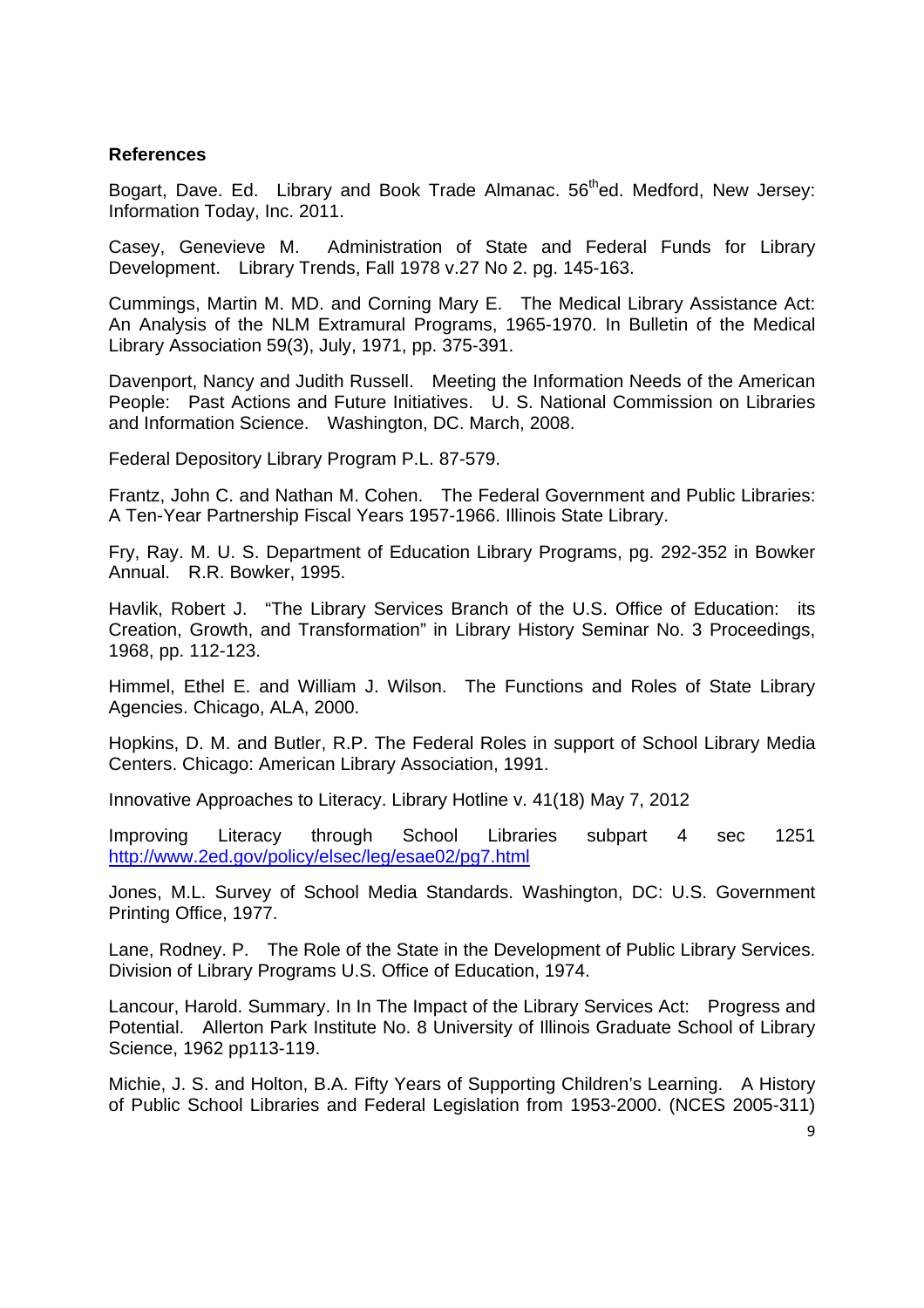**References**

Bogart, Dave. Ed. Library and Book Trade Almanac. 56th ed. Medford, New Jersey: Information Today, Inc. 2011.

Casey, Genevieve M. Administration of State and Federal Funds for Library Development. Library Trends, Fall 1978 v.27 No 2. pg. 145-163.

Cummings, Martin M. MD. and Corning Mary E. The Medical Library Assistance Act: An Analysis of the NLM Extramural Programs, 1965-1970. In Bulletin of the Medical Library Association 59(3), July, 1971, pp. 375-391.

Davenport, Nancy and Judith Russell. Meeting the Information Needs of the American People: Past Actions and Future Initiatives. U. S. National Commission on Libraries and Information Science. Washington, DC. March, 2008.

Federal Depository Library Program P.L. 87-579.

Frantz, John C. and Nathan M. Cohen. The Federal Government and Public Libraries: A Ten-Year Partnership Fiscal Years 1957-1966. Illinois State Library.

Fry, Ray. M. U. S. Department of Education Library Programs, pg. 292-352 in Bowker Annual. R.R. Bowker, 1995.

Havlik, Robert J. "The Library Services Branch of the U.S. Office of Education: its Creation, Growth, and Transformation" in Library History Seminar No. 3 Proceedings, 1968, pp. 112-123.

Himmel, Ethel E. and William J. Wilson. The Functions and Roles of State Library Agencies. Chicago, ALA, 2000.

Hopkins, D. M. and Butler, R.P. The Federal Roles in support of School Library Media Centers. Chicago: American Library Association, 1991.

Innovative Approaches to Literacy. Library Hotline v. 41(18) May 7, 2012

Improving Literacy through School Libraries subpart 4 sec 1251 http://www.2ed.gov/policy/elsec/leg/esae02/pg7.html

Jones, M.L. Survey of School Media Standards. Washington, DC: U.S. Government Printing Office, 1977.

Lane, Rodney. P. The Role of the State in the Development of Public Library Services. Division of Library Programs U.S. Office of Education, 1974.

Lancour, Harold. Summary. In In The Impact of the Library Services Act: Progress and Potential. Allerton Park Institute No. 8 University of Illinois Graduate School of Library Science, 1962 pp113-119.

Michie, J. S. and Holton, B.A. Fifty Years of Supporting Children's Learning. A History of Public School Libraries and Federal Legislation from 1953-2000. (NCES 2005-311)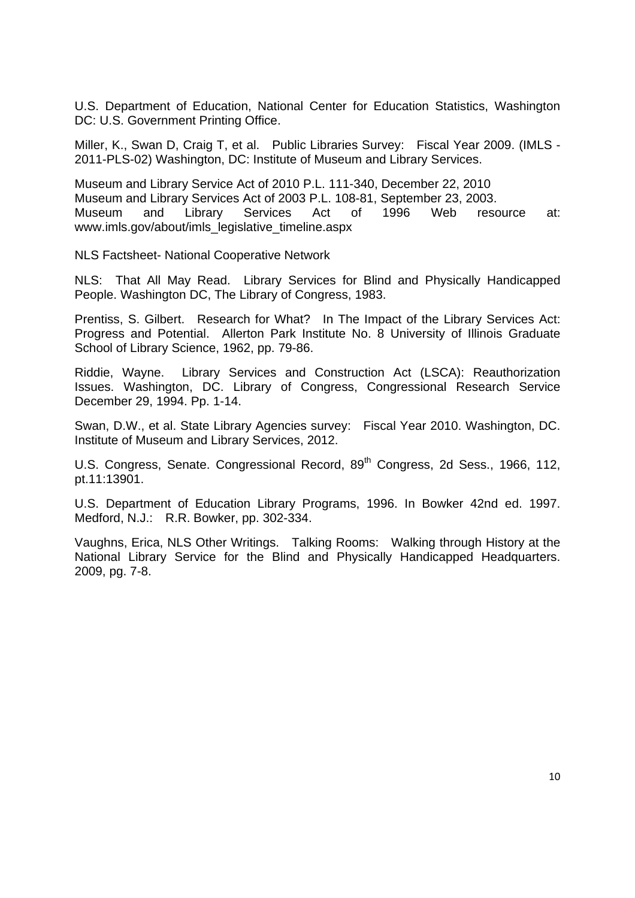U.S. Department of Education, National Center for Education Statistics, Washington DC: U.S. Government Printing Office.

Miller, K., Swan D, Craig T, et al. Public Libraries Survey: Fiscal Year 2009. (IMLS - 2011-PLS-02) Washington, DC: Institute of Museum and Library Services.

Museum and Library Service Act of 2010 P.L. 111-340, December 22, 2010
Museum and Library Services Act of 2003 P.L. 108-81, September 23, 2003.
Museum and Library Services Act of 1996 Web resource at: www.imls.gov/about/imls_legislative_timeline.aspx

NLS Factsheet- National Cooperative Network

NLS: That All May Read. Library Services for Blind and Physically Handicapped People. Washington DC, The Library of Congress, 1983.

Prentiss, S. Gilbert. Research for What? In The Impact of the Library Services Act: Progress and Potential. Allerton Park Institute No. 8 University of Illinois Graduate School of Library Science, 1962, pp. 79-86.

Riddie, Wayne. Library Services and Construction Act (LSCA): Reauthorization Issues. Washington, DC. Library of Congress, Congressional Research Service December 29, 1994. Pp. 1-14.

Swan, D.W., et al. State Library Agencies survey: Fiscal Year 2010. Washington, DC. Institute of Museum and Library Services, 2012.

U.S. Congress, Senate. Congressional Record, 89th Congress, 2d Sess., 1966, 112, pt.11:13901.

U.S. Department of Education Library Programs, 1996. In Bowker 42nd ed. 1997. Medford, N.J.: R.R. Bowker, pp. 302-334.

Vaughns, Erica, NLS Other Writings. Talking Rooms: Walking through History at the National Library Service for the Blind and Physically Handicapped Headquarters. 2009, pg. 7-8.